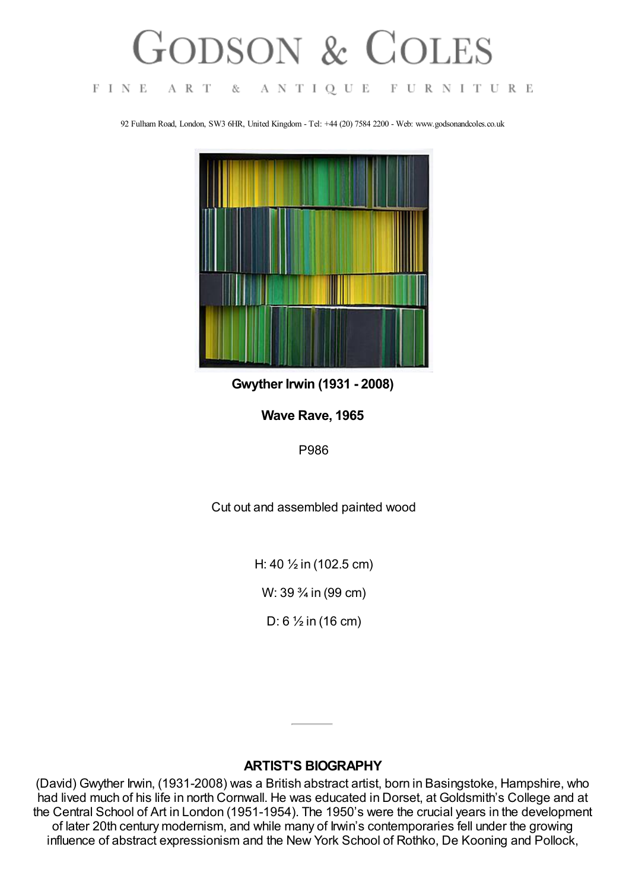# GODSON & COLES

FINE ART & ANTIQUE FURNITURE

92 Fulham Road, London, SW3 6HR, United Kingdom - Tel: +44 (20) 7584 2200 - Web: www.godsonandcoles.co.uk

**Gwyther Irwin (1931 - 2008)**

**Wave Rave, 1965**

P986

Cut out and assembled painted wood

H: 40 ½ in (102.5 cm)

W: 39 ¾ in (99 cm)

D: 6 ½ in (16 cm)

---

## ARTIST'S BIOGRAPHY

(David) Gwyther Irwin, (1931-2008) was a British abstract artist, born in Basingstoke, Hampshire, who had lived much of his life in north Cornwall. He was educated in Dorset, at Goldsmith's College and at the Central School of Art in London (1951-1954). The 1950's were the crucial years in the development of later 20th century modernism, and while many of Irwin's contemporaries fell under the growing influence of abstract expressionism and the New York School of Rothko, De Kooning and Pollock,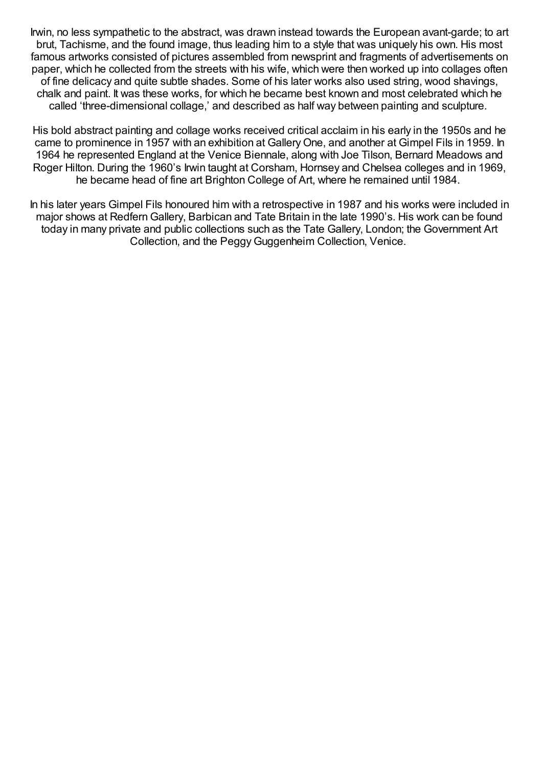Irwin, no less sympathetic to the abstract, was drawn instead towards the European avant-garde; to art brut, Tachisme, and the found image, thus leading him to a style that was uniquely his own. His most famous artworks consisted of pictures assembled from newsprint and fragments of advertisements on paper, which he collected from the streets with his wife, which were then worked up into collages often of fine delicacy and quite subtle shades. Some of his later works also used string, wood shavings, chalk and paint. It was these works, for which he became best known and most celebrated which he called 'three-dimensional collage,' and described as half way between painting and sculpture.

His bold abstract painting and collage works received critical acclaim in his early in the 1950s and he came to prominence in 1957 with an exhibition at Gallery One, and another at Gimpel Fils in 1959. In 1964 he represented England at the Venice Biennale, along with Joe Tilson, Bernard Meadows and Roger Hilton. During the 1960's Irwin taught at Corsham, Hornsey and Chelsea colleges and in 1969, he became head of fine art Brighton College of Art, where he remained until 1984.

In his later years Gimpel Fils honoured him with a retrospective in 1987 and his works were included in major shows at Redfern Gallery, Barbican and Tate Britain in the late 1990's. His work can be found today in many private and public collections such as the Tate Gallery, London; the Government Art Collection, and the Peggy Guggenheim Collection, Venice.